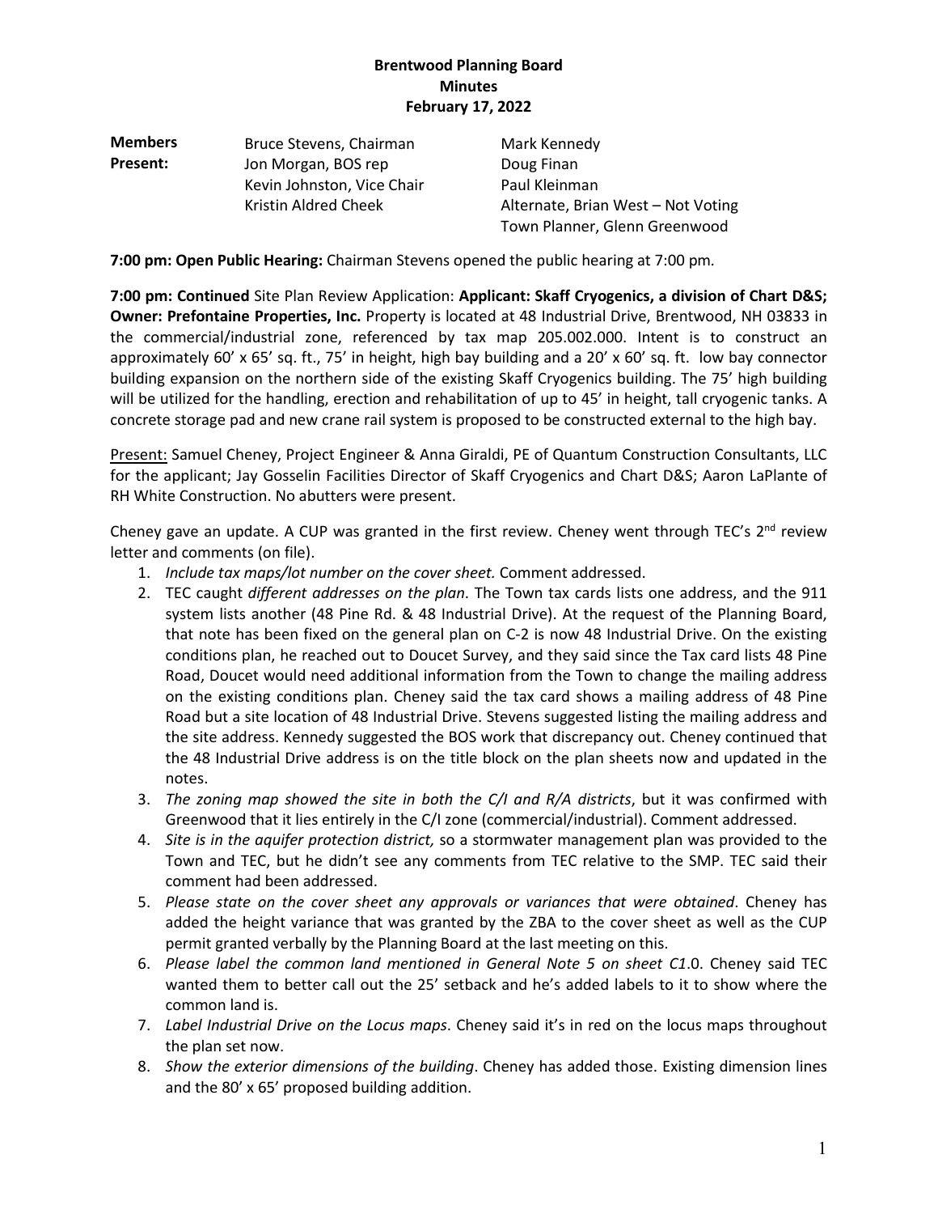**Brentwood Planning Board**
**Minutes**
**February 17, 2022**

| **Members Present:** | | |
|---|---|---|
| | Bruce Stevens, Chairman | Mark Kennedy |
| | Jon Morgan, BOS rep | Doug Finan |
| | Kevin Johnston, Vice Chair | Paul Kleinman |
| | Kristin Aldred Cheek | Alternate, Brian West – Not Voting |
| | | Town Planner, Glenn Greenwood |

**7:00 pm: Open Public Hearing:** Chairman Stevens opened the public hearing at 7:00 pm.

**7:00 pm: Continued** Site Plan Review Application: **Applicant: Skaff Cryogenics, a division of Chart D&S; Owner: Prefontaine Properties, Inc.** Property is located at 48 Industrial Drive, Brentwood, NH 03833 in the commercial/industrial zone, referenced by tax map 205.002.000. Intent is to construct an approximately 60' x 65' sq. ft., 75' in height, high bay building and a 20' x 60' sq. ft. low bay connector building expansion on the northern side of the existing Skaff Cryogenics building. The 75' high building will be utilized for the handling, erection and rehabilitation of up to 45' in height, tall cryogenic tanks. A concrete storage pad and new crane rail system is proposed to be constructed external to the high bay.

Present: Samuel Cheney, Project Engineer & Anna Giraldi, PE of Quantum Construction Consultants, LLC for the applicant; Jay Gosselin Facilities Director of Skaff Cryogenics and Chart D&S; Aaron LaPlante of RH White Construction. No abutters were present.

Cheney gave an update. A CUP was granted in the first review. Cheney went through TEC's 2nd review letter and comments (on file).

1. *Include tax maps/lot number on the cover sheet.* Comment addressed.
2. TEC caught *different addresses on the plan*. The Town tax cards lists one address, and the 911 system lists another (48 Pine Rd. & 48 Industrial Drive). At the request of the Planning Board, that note has been fixed on the general plan on C-2 is now 48 Industrial Drive. On the existing conditions plan, he reached out to Doucet Survey, and they said since the Tax card lists 48 Pine Road, Doucet would need additional information from the Town to change the mailing address on the existing conditions plan. Cheney said the tax card shows a mailing address of 48 Pine Road but a site location of 48 Industrial Drive. Stevens suggested listing the mailing address and the site address. Kennedy suggested the BOS work that discrepancy out. Cheney continued that the 48 Industrial Drive address is on the title block on the plan sheets now and updated in the notes.
3. *The zoning map showed the site in both the C/I and R/A districts*, but it was confirmed with Greenwood that it lies entirely in the C/I zone (commercial/industrial). Comment addressed.
4. *Site is in the aquifer protection district,* so a stormwater management plan was provided to the Town and TEC, but he didn't see any comments from TEC relative to the SMP. TEC said their comment had been addressed.
5. *Please state on the cover sheet any approvals or variances that were obtained*. Cheney has added the height variance that was granted by the ZBA to the cover sheet as well as the CUP permit granted verbally by the Planning Board at the last meeting on this.
6. *Please label the common land mentioned in General Note 5 on sheet C1*.0. Cheney said TEC wanted them to better call out the 25' setback and he's added labels to it to show where the common land is.
7. *Label Industrial Drive on the Locus maps*. Cheney said it's in red on the locus maps throughout the plan set now.
8. *Show the exterior dimensions of the building*. Cheney has added those. Existing dimension lines and the 80' x 65' proposed building addition.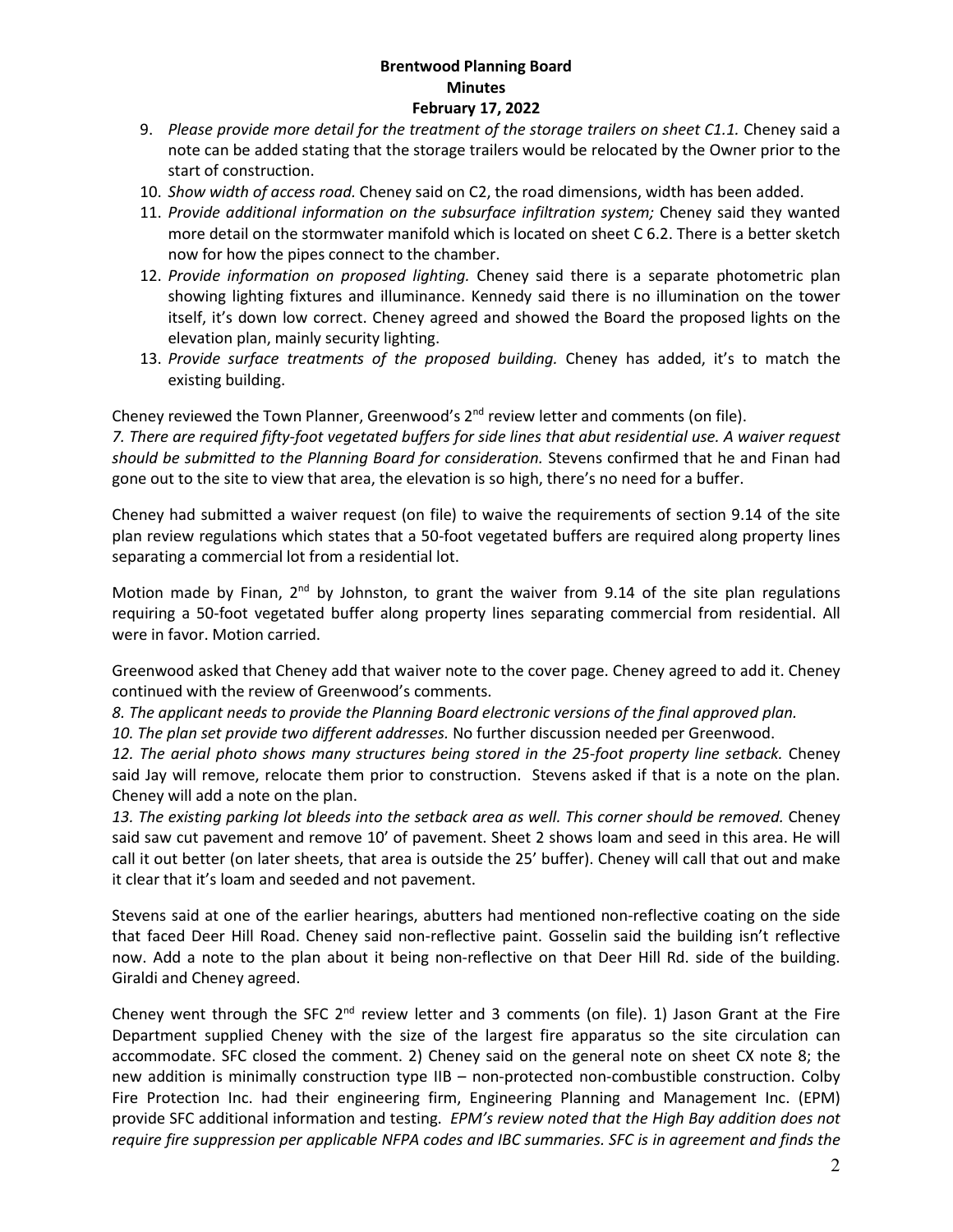9. *Please provide more detail for the treatment of the storage trailers on sheet C1.1.* Cheney said a note can be added stating that the storage trailers would be relocated by the Owner prior to the start of construction.
10. *Show width of access road.* Cheney said on C2, the road dimensions, width has been added.
11. *Provide additional information on the subsurface infiltration system;* Cheney said they wanted more detail on the stormwater manifold which is located on sheet C 6.2. There is a better sketch now for how the pipes connect to the chamber.
12. *Provide information on proposed lighting.* Cheney said there is a separate photometric plan showing lighting fixtures and illuminance. Kennedy said there is no illumination on the tower itself, it's down low correct. Cheney agreed and showed the Board the proposed lights on the elevation plan, mainly security lighting.
13. *Provide surface treatments of the proposed building.* Cheney has added, it's to match the existing building.

Cheney reviewed the Town Planner, Greenwood's 2nd review letter and comments (on file).
*7. There are required fifty-foot vegetated buffers for side lines that abut residential use. A waiver request should be submitted to the Planning Board for consideration.* Stevens confirmed that he and Finan had gone out to the site to view that area, the elevation is so high, there's no need for a buffer.

Cheney had submitted a waiver request (on file) to waive the requirements of section 9.14 of the site plan review regulations which states that a 50-foot vegetated buffers are required along property lines separating a commercial lot from a residential lot.

Motion made by Finan, 2nd by Johnston, to grant the waiver from 9.14 of the site plan regulations requiring a 50-foot vegetated buffer along property lines separating commercial from residential. All were in favor. Motion carried.

Greenwood asked that Cheney add that waiver note to the cover page. Cheney agreed to add it. Cheney continued with the review of Greenwood's comments.
*8. The applicant needs to provide the Planning Board electronic versions of the final approved plan.*
*10. The plan set provide two different addresses.* No further discussion needed per Greenwood.
*12. The aerial photo shows many structures being stored in the 25-foot property line setback.* Cheney said Jay will remove, relocate them prior to construction. Stevens asked if that is a note on the plan. Cheney will add a note on the plan.
*13. The existing parking lot bleeds into the setback area as well. This corner should be removed.* Cheney said saw cut pavement and remove 10' of pavement. Sheet 2 shows loam and seed in this area. He will call it out better (on later sheets, that area is outside the 25' buffer). Cheney will call that out and make it clear that it's loam and seeded and not pavement.

Stevens said at one of the earlier hearings, abutters had mentioned non-reflective coating on the side that faced Deer Hill Road. Cheney said non-reflective paint. Gosselin said the building isn't reflective now. Add a note to the plan about it being non-reflective on that Deer Hill Rd. side of the building. Giraldi and Cheney agreed.

Cheney went through the SFC 2nd review letter and 3 comments (on file). 1) Jason Grant at the Fire Department supplied Cheney with the size of the largest fire apparatus so the site circulation can accommodate. SFC closed the comment. 2) Cheney said on the general note on sheet CX note 8; the new addition is minimally construction type IIB – non-protected non-combustible construction. Colby Fire Protection Inc. had their engineering firm, Engineering Planning and Management Inc. (EPM) provide SFC additional information and testing. *EPM's review noted that the High Bay addition does not require fire suppression per applicable NFPA codes and IBC summaries. SFC is in agreement and finds the*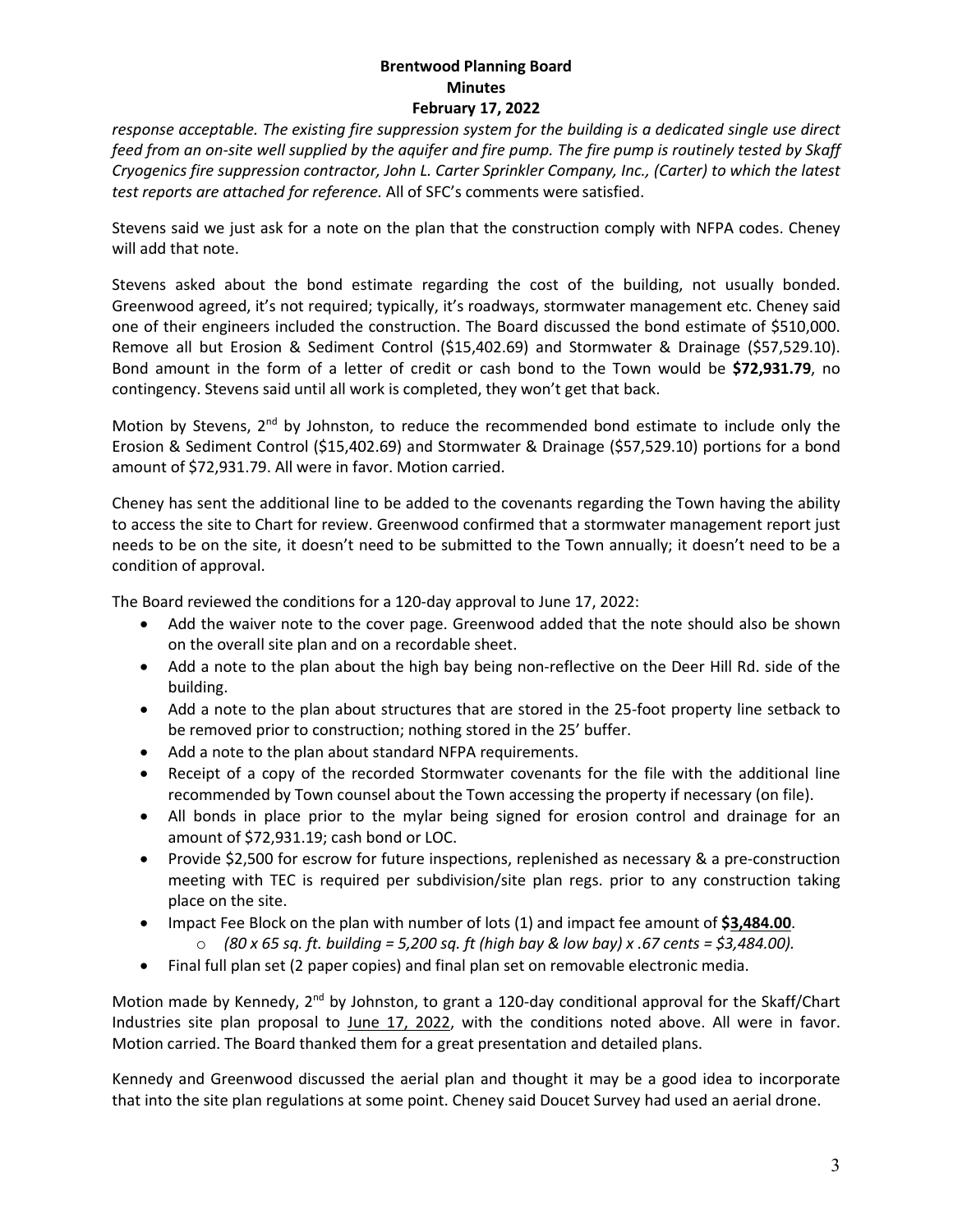*response acceptable. The existing fire suppression system for the building is a dedicated single use direct feed from an on-site well supplied by the aquifer and fire pump. The fire pump is routinely tested by Skaff Cryogenics fire suppression contractor, John L. Carter Sprinkler Company, Inc., (Carter) to which the latest test reports are attached for reference.* All of SFC's comments were satisfied.

Stevens said we just ask for a note on the plan that the construction comply with NFPA codes. Cheney will add that note.

Stevens asked about the bond estimate regarding the cost of the building, not usually bonded. Greenwood agreed, it's not required; typically, it's roadways, stormwater management etc. Cheney said one of their engineers included the construction. The Board discussed the bond estimate of $510,000. Remove all but Erosion & Sediment Control ($15,402.69) and Stormwater & Drainage ($57,529.10). Bond amount in the form of a letter of credit or cash bond to the Town would be **$72,931.79**, no contingency. Stevens said until all work is completed, they won't get that back.

Motion by Stevens, 2nd by Johnston, to reduce the recommended bond estimate to include only the Erosion & Sediment Control ($15,402.69) and Stormwater & Drainage ($57,529.10) portions for a bond amount of $72,931.79. All were in favor. Motion carried.

Cheney has sent the additional line to be added to the covenants regarding the Town having the ability to access the site to Chart for review. Greenwood confirmed that a stormwater management report just needs to be on the site, it doesn't need to be submitted to the Town annually; it doesn't need to be a condition of approval.

The Board reviewed the conditions for a 120-day approval to June 17, 2022:

- Add the waiver note to the cover page. Greenwood added that the note should also be shown on the overall site plan and on a recordable sheet.
- Add a note to the plan about the high bay being non-reflective on the Deer Hill Rd. side of the building.
- Add a note to the plan about structures that are stored in the 25-foot property line setback to be removed prior to construction; nothing stored in the 25' buffer.
- Add a note to the plan about standard NFPA requirements.
- Receipt of a copy of the recorded Stormwater covenants for the file with the additional line recommended by Town counsel about the Town accessing the property if necessary (on file).
- All bonds in place prior to the mylar being signed for erosion control and drainage for an amount of $72,931.19; cash bond or LOC.
- Provide $2,500 for escrow for future inspections, replenished as necessary & a pre-construction meeting with TEC is required per subdivision/site plan regs. prior to any construction taking place on the site.
- Impact Fee Block on the plan with number of lots (1) and impact fee amount of **$3,484.00**.
  - *(80 x 65 sq. ft. building = 5,200 sq. ft (high bay & low bay) x .67 cents = $3,484.00).*
- Final full plan set (2 paper copies) and final plan set on removable electronic media.

Motion made by Kennedy, 2nd by Johnston, to grant a 120-day conditional approval for the Skaff/Chart Industries site plan proposal to June 17, 2022, with the conditions noted above. All were in favor. Motion carried. The Board thanked them for a great presentation and detailed plans.

Kennedy and Greenwood discussed the aerial plan and thought it may be a good idea to incorporate that into the site plan regulations at some point. Cheney said Doucet Survey had used an aerial drone.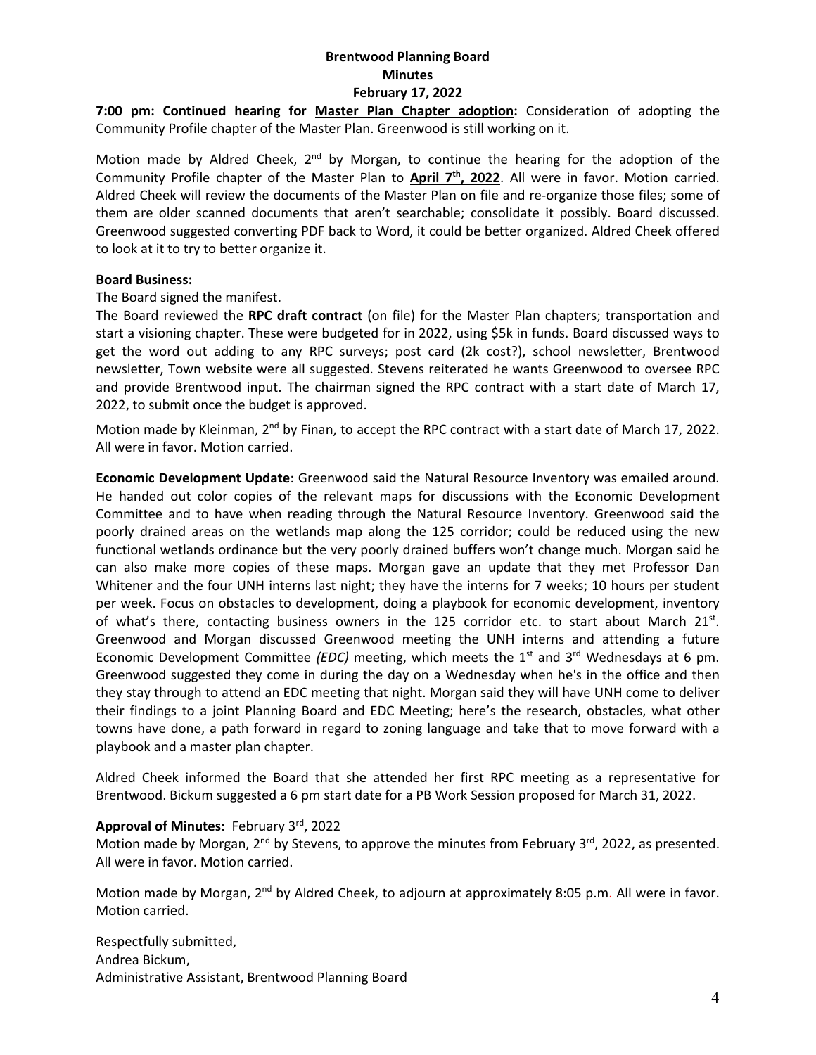**Brentwood Planning Board**
**Minutes**
**February 17, 2022**

**7:00 pm: Continued hearing for Master Plan Chapter adoption:** Consideration of adopting the Community Profile chapter of the Master Plan. Greenwood is still working on it.

Motion made by Aldred Cheek, 2nd by Morgan, to continue the hearing for the adoption of the Community Profile chapter of the Master Plan to **April 7th, 2022**. All were in favor. Motion carried. Aldred Cheek will review the documents of the Master Plan on file and re-organize those files; some of them are older scanned documents that aren't searchable; consolidate it possibly. Board discussed. Greenwood suggested converting PDF back to Word, it could be better organized. Aldred Cheek offered to look at it to try to better organize it.

**Board Business:**

The Board signed the manifest.

The Board reviewed the **RPC draft contract** (on file) for the Master Plan chapters; transportation and start a visioning chapter. These were budgeted for in 2022, using $5k in funds. Board discussed ways to get the word out adding to any RPC surveys; post card (2k cost?), school newsletter, Brentwood newsletter, Town website were all suggested. Stevens reiterated he wants Greenwood to oversee RPC and provide Brentwood input. The chairman signed the RPC contract with a start date of March 17, 2022, to submit once the budget is approved.

Motion made by Kleinman, 2nd by Finan, to accept the RPC contract with a start date of March 17, 2022. All were in favor. Motion carried.

**Economic Development Update**: Greenwood said the Natural Resource Inventory was emailed around. He handed out color copies of the relevant maps for discussions with the Economic Development Committee and to have when reading through the Natural Resource Inventory. Greenwood said the poorly drained areas on the wetlands map along the 125 corridor; could be reduced using the new functional wetlands ordinance but the very poorly drained buffers won't change much. Morgan said he can also make more copies of these maps. Morgan gave an update that they met Professor Dan Whitener and the four UNH interns last night; they have the interns for 7 weeks; 10 hours per student per week. Focus on obstacles to development, doing a playbook for economic development, inventory of what's there, contacting business owners in the 125 corridor etc. to start about March 21st. Greenwood and Morgan discussed Greenwood meeting the UNH interns and attending a future Economic Development Committee *(EDC)* meeting, which meets the 1st and 3rd Wednesdays at 6 pm. Greenwood suggested they come in during the day on a Wednesday when he's in the office and then they stay through to attend an EDC meeting that night. Morgan said they will have UNH come to deliver their findings to a joint Planning Board and EDC Meeting; here's the research, obstacles, what other towns have done, a path forward in regard to zoning language and take that to move forward with a playbook and a master plan chapter.

Aldred Cheek informed the Board that she attended her first RPC meeting as a representative for Brentwood. Bickum suggested a 6 pm start date for a PB Work Session proposed for March 31, 2022.

**Approval of Minutes:** February 3rd, 2022

Motion made by Morgan, 2nd by Stevens, to approve the minutes from February 3rd, 2022, as presented. All were in favor. Motion carried.

Motion made by Morgan, 2nd by Aldred Cheek, to adjourn at approximately 8:05 p.m. All were in favor. Motion carried.

Respectfully submitted,
Andrea Bickum,
Administrative Assistant, Brentwood Planning Board